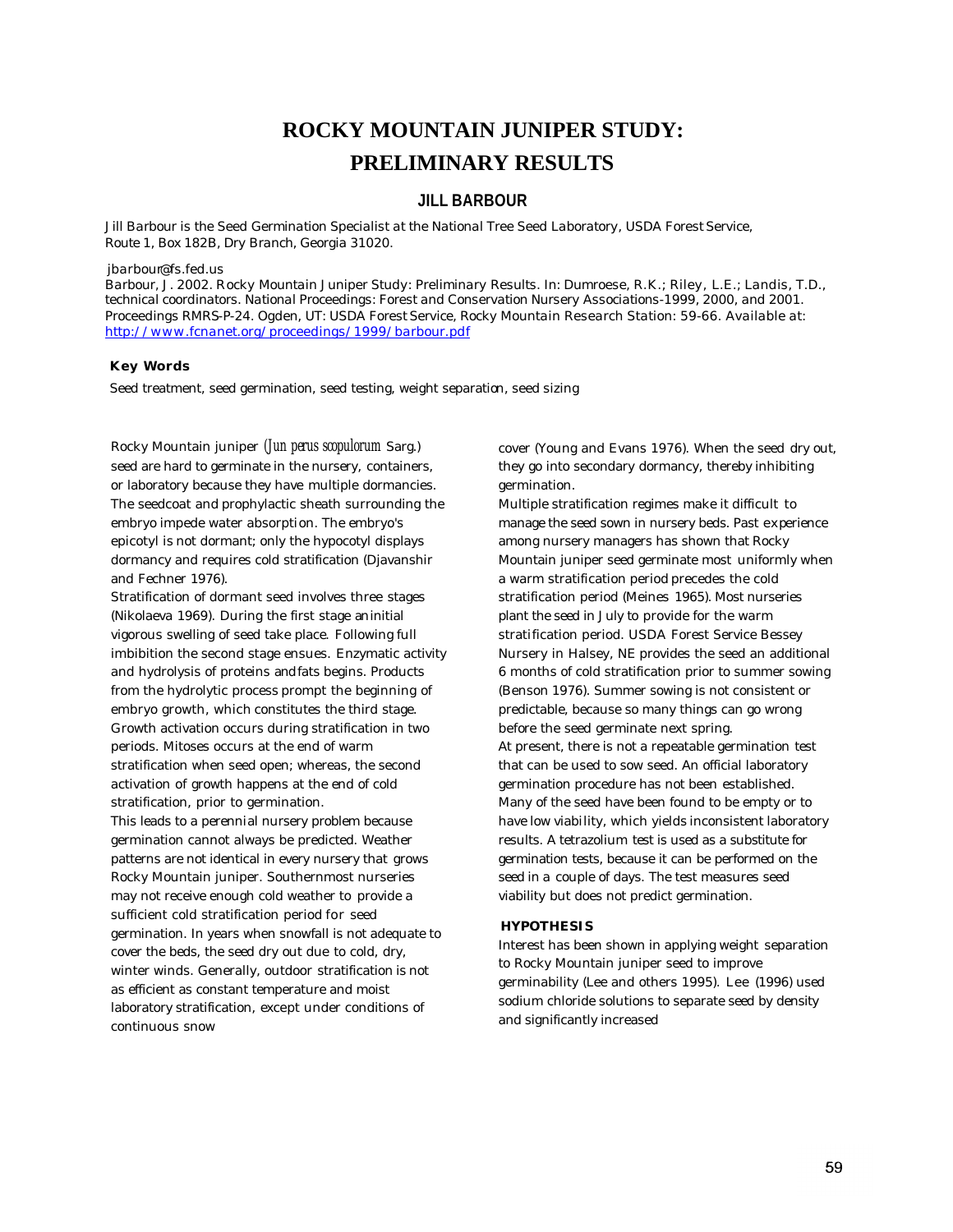# ROCKY MOUNTAIN JUNIPER STUDY: PRELIMINARY RESULTS

## JILL BARBOUR

*Jill Barbour is the Seed Germination Specialist at the National Tree Seed Laboratory, USDA Forest Service, Route 1, Box 182B, Dry Branch, Georgia 31020.*

*jbarbour@fs.fed.us*

*Barbour, J. 2002. Rocky Mountain Juniper Study: Preliminary Results. In: Dumroese, R.K.; Riley, L.E.; Landis, T.D., technical coordinators. National Proceedings: Forest and Conservation Nursery Associations-1999, 2000, and 2001. Proceedings RMRS-P-24. Ogden, UT: USDA Forest Service, Rocky Mountain Research Station: 59-66. Available at: http://www.fcnanet.org/proceedings/1999/barbour.pdf*

### Key Words

Seed treatment, seed germination, seed testing, weight separation, seed sizing

Rocky Mountain juniper (*Jun perus scopulorum* Sarg.) seed are hard to germinate in the nursery, containers, or laboratory because they have multiple dormancies. The seedcoat and prophylactic sheath surrounding the embryo impede water absorption. The embryo's epicotyl is not dormant; only the hypocotyl displays dormancy and requires cold stratification (Djavanshir and Fechner 1976).

Stratification of dormant seed involves three stages (Nikolaeva 1969). During the first stage an initial vigorous swelling of seed take place. Following full imbibition the second stage ensues. Enzymatic activity and hydrolysis of proteins and fats begins. Products from the hydrolytic process prompt the beginning of embryo growth, which constitutes the third stage. Growth activation occurs during stratification in two periods. Mitoses occurs at the end of warm stratification when seed open; whereas, the second activation of growth happens at the end of cold stratification, prior to germination.

This leads to a perennial nursery problem because germination cannot always be predicted. Weather patterns are not identical in every nursery that grows Rocky Mountain juniper. Southernmost nurseries may not receive enough cold weather to provide a sufficient cold stratification period for seed germination. In years when snowfall is not adequate to cover the beds, the seed dry out due to cold, dry, winter winds. Generally, outdoor stratification is not as efficient as constant temperature and moist laboratory stratification, except under conditions of continuous snow cover (Young and Evans 1976). When the seed dry out, they go into secondary dormancy, thereby inhibiting germination.

Multiple stratification regimes make it difficult to manage the seed sown in nursery beds. Past experience among nursery managers has shown that Rocky Mountain juniper seed germinate most uniformly when a warm stratification period precedes the cold stratification period (Meines 1965). Most nurseries plant the seed in July to provide for the warm stratification period. USDA Forest Service Bessey Nursery in Halsey, NE provides the seed an additional 6 months of cold stratification prior to summer sowing (Benson 1976). Summer sowing is not consistent or predictable, because so many things can go wrong before the seed germinate next spring.

At present, there is not a repeatable germination test that can be used to sow seed. An official laboratory germination procedure has not been established. Many of the seed have been found to be empty or to have low viability, which yields inconsistent laboratory results. A tetrazolium test is used as a substitute for germination tests, because it can be performed on the seed in a couple of days. The test measures seed viability but does not predict germination.

### HYPOTHESIS

Interest has been shown in applying weight separation to Rocky Mountain juniper seed to improve germinability (Lee and others 1995). Lee (1996) used sodium chloride solutions to separate seed by density and significantly increased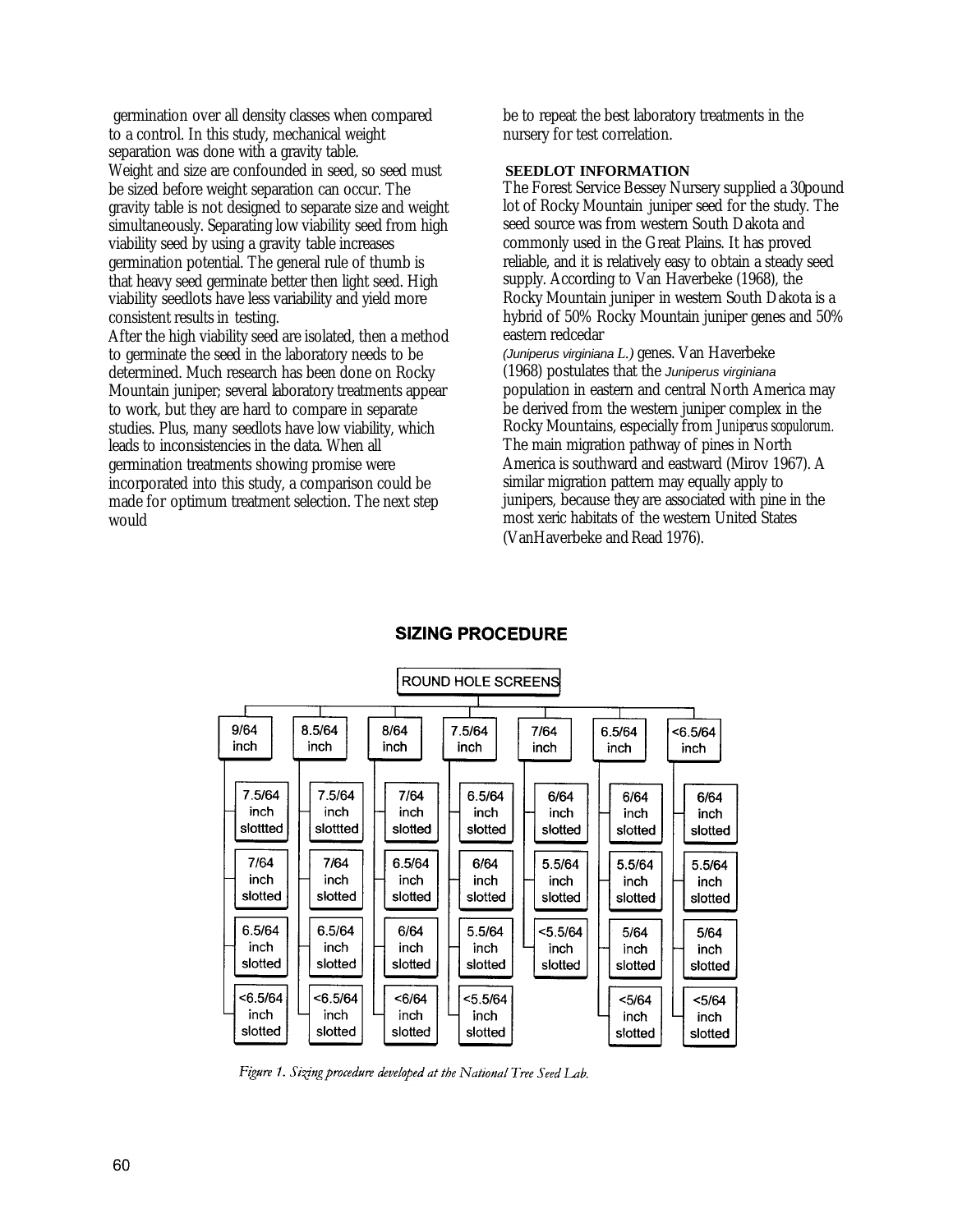germination over all density classes when compared to a control. In this study, mechanical weight separation was done with a gravity table.

Weight and size are confounded in seed, so seed must be sized before weight separation can occur. The gravity table is not designed to separate size and weight simultaneously. Separating low viability seed from high viability seed by using a gravity table increases germination potential. The general rule of thumb is that heavy seed germinate better then light seed. High viability seedlots have less variability and yield more consistent results in testing.

After the high viability seed are isolated, then a method to germinate the seed in the laboratory needs to be determined. Much research has been done on Rocky Mountain juniper; several laboratory treatments appear to work, but they are hard to compare in separate studies. Plus, many seedlots have low viability, which leads to inconsistencies in the data. When all germination treatments showing promise were incorporated into this study, a comparison could be made for optimum treatment selection. The next step would be to repeat the best laboratory treatments in the nursery for test correlation.

## SEEDLOT INFORMATION

The Forest Service Bessey Nursery supplied a 30pound lot of Rocky Mountain juniper seed for the study. The seed source was from western South Dakota and commonly used in the Great Plains. It has proved reliable, and it is relatively easy to obtain a steady seed supply. According to Van Haverbeke (1968), the Rocky Mountain juniper in western South Dakota is a hybrid of 50% Rocky Mountain juniper genes and 50% eastern redcedar *(Juniperus virginiana L.)* genes. Van Haverbeke (1968) postulates that the *Juniperus virginiana* population in eastern and central North America may be derived from the western juniper complex in the Rocky Mountains, especially from *Juniperus scopulorum.* The main migration pathway of pines in North America is southward and eastward (Mirov 1967). A similar migration pattern may equally apply to junipers, because they are associated with pine in the most xeric habitats of the western United States (VanHaverbeke and Read 1976).

## SIZING PROCEDURE

ROUND HOLE SCREENS

| 9/64 inch | 8.5/64 inch | 8/64 inch | 7.5/64 inch | 7/64 inch | 6.5/64 inch | <6.5/64 inch |
|---|---|---|---|---|---|---|
| 7.5/64 inch slottted | 7.5/64 inch slottted | 7/64 inch slotted | 6.5/64 inch slotted | 6/64 inch slotted | 6/64 inch slotted | 6/64 inch slotted |
| 7/64 inch slotted | 7/64 inch slotted | 6.5/64 inch slotted | 6/64 inch slotted | 5.5/64 inch slotted | 5.5/64 inch slotted | 5.5/64 inch slotted |
| 6.5/64 inch slotted | 6.5/64 inch slotted | 6/64 inch slotted | 5.5/64 inch slotted | <5.5/64 inch slotted | 5/64 inch slotted | 5/64 inch slotted |
| <6.5/64 inch slotted | <6.5/64 inch slotted | <6/64 inch slotted | <5.5/64 inch slotted | | <5/64 inch slotted | <5/64 inch slotted |

*Figure 1. Sizing procedure developed at the National Tree Seed Lab.*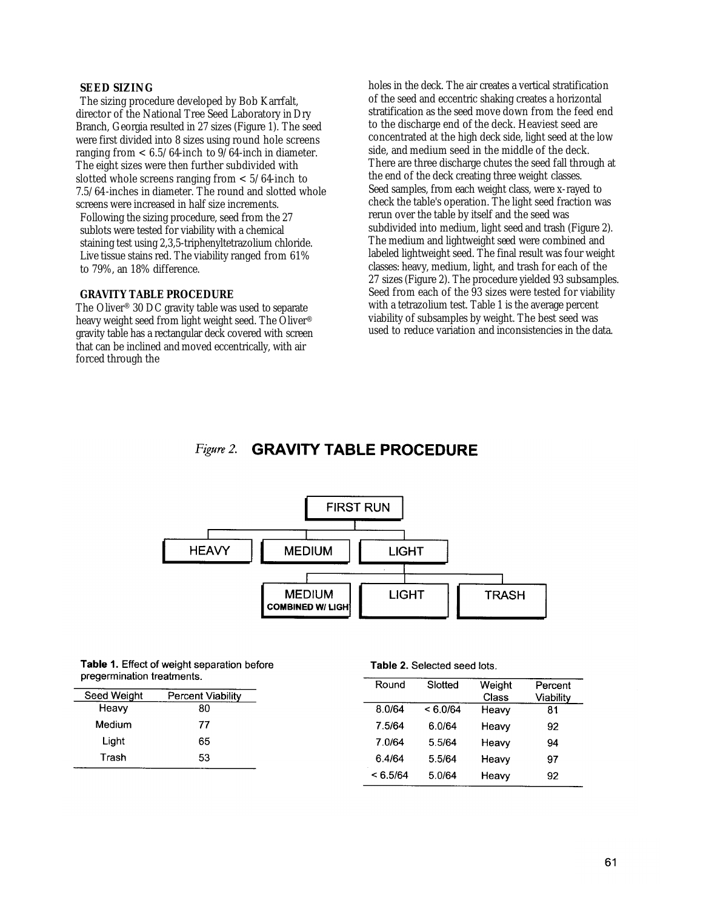## SEED SIZING

The sizing procedure developed by Bob Karrfalt, director of the National Tree Seed Laboratory in Dry Branch, Georgia resulted in 27 sizes (Figure 1). The seed were first divided into 8 sizes using round hole screens ranging from < 6.5/64-inch to 9/64-inch in diameter. The eight sizes were then further subdivided with slotted whole screens ranging from < 5/64-inch to 7.5/64-inches in diameter. The round and slotted whole screens were increased in half size increments.

Following the sizing procedure, seed from the 27 sublots were tested for viability with a chemical staining test using 2,3,5-triphenyltetrazolium chloride. Live tissue stains red. The viability ranged from 61% to 79%, an 18% difference.

## GRAVITY TABLE PROCEDURE

The Oliver® 30 DC gravity table was used to separate heavy weight seed from light weight seed. The Oliver® gravity table has a rectangular deck covered with screen that can be inclined and moved eccentrically, with air forced through the holes in the deck. The air creates a vertical stratification of the seed and eccentric shaking creates a horizontal stratification as the seed move down from the feed end to the discharge end of the deck. Heaviest seed are concentrated at the high deck side, light seed at the low side, and medium seed in the middle of the deck. There are three discharge chutes the seed fall through at the end of the deck creating three weight classes.

Seed samples, from each weight class, were x-rayed to check the table's operation. The light seed fraction was rerun over the table by itself and the seed was subdivided into medium, light seed and trash (Figure 2). The medium and lightweight seed were combined and labeled lightweight seed. The final result was four weight classes: heavy, medium, light, and trash for each of the 27 sizes (Figure 2). The procedure yielded 93 subsamples. Seed from each of the 93 sizes were tested for viability with a tetrazolium test. Table 1 is the average percent viability of subsamples by weight. The best seed was used to reduce variation and inconsistencies in the data.

*Figure 2.* **GRAVITY TABLE PROCEDURE**

- FIRST RUN
  - HEAVY
  - MEDIUM
  - LIGHT
    - MEDIUM COMBINED W/ LIGHT
    - LIGHT
    - TRASH

**Table 1.** Effect of weight separation before pregermination treatments.

| Seed Weight | Percent Viability |
|---|---|
| Heavy | 80 |
| Medium | 77 |
| Light | 65 |
| Trash | 53 |

**Table 2.** Selected seed lots.

| Round | Slotted | Weight Class | Percent Viability |
|---|---|---|---|
| 8.0/64 | < 6.0/64 | Heavy | 81 |
| 7.5/64 | 6.0/64 | Heavy | 92 |
| 7.0/64 | 5.5/64 | Heavy | 94 |
| 6.4/64 | 5.5/64 | Heavy | 97 |
| < 6.5/64 | 5.0/64 | Heavy | 92 |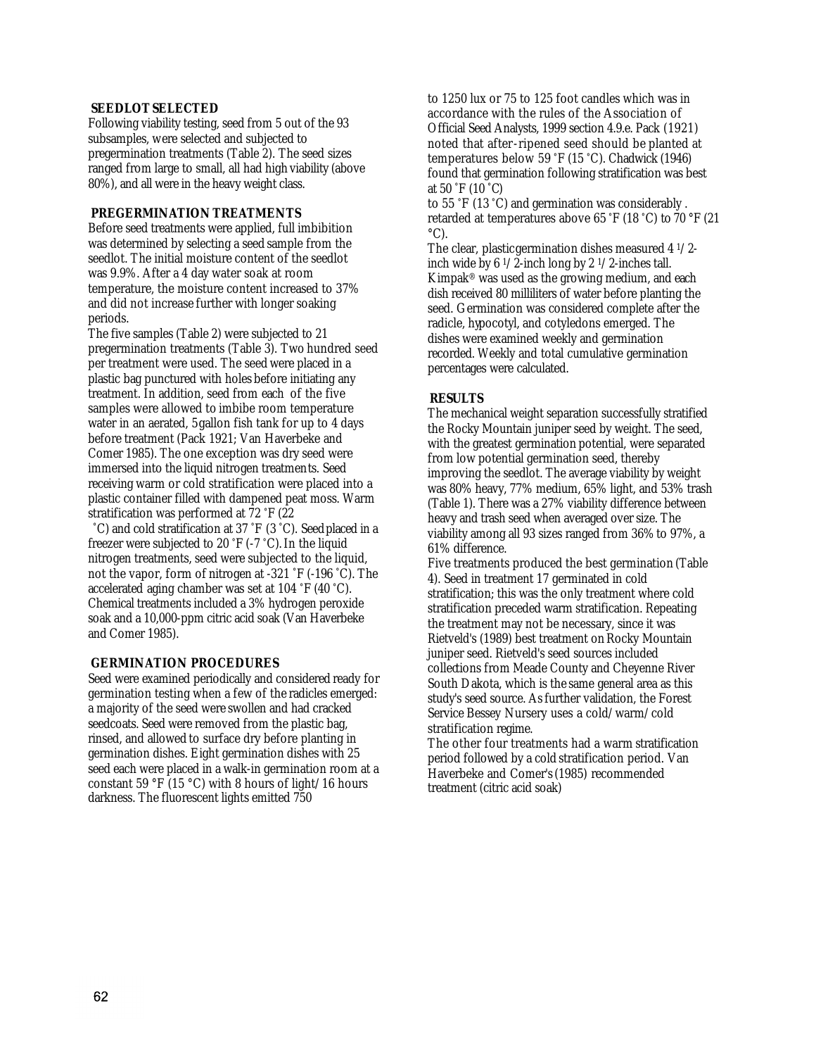## SEEDLOT SELECTED

Following viability testing, seed from 5 out of the 93 subsamples, were selected and subjected to pregermination treatments (Table 2). The seed sizes ranged from large to small, all had high viability (above 80%), and all were in the heavy weight class.

## PREGERMINATION TREATMENTS

Before seed treatments were applied, full imbibition was determined by selecting a seed sample from the seedlot. The initial moisture content of the seedlot was 9.9%. After a 4 day water soak at room temperature, the moisture content increased to 37% and did not increase further with longer soaking periods.

The five samples (Table 2) were subjected to 21 pregermination treatments (Table 3). Two hundred seed per treatment were used. The seed were placed in a plastic bag punctured with holes before initiating any treatment. In addition, seed from each of the five samples were allowed to imbibe room temperature water in an aerated, 5gallon fish tank for up to 4 days before treatment (Pack 1921; Van Haverbeke and Comer 1985). The one exception was dry seed were immersed into the liquid nitrogen treatments. Seed receiving warm or cold stratification were placed into a plastic container filled with dampened peat moss. Warm stratification was performed at 72 ˚F (22 ˚C) and cold stratification at 37 ˚F (3 ˚C). Seed placed in a freezer were subjected to 20 ˚F (-7 ˚C). In the liquid nitrogen treatments, seed were subjected to the liquid, not the vapor, form of nitrogen at -321 ˚F (-196 ˚C). The accelerated aging chamber was set at 104 ˚F (40 ˚C). Chemical treatments included a 3% hydrogen peroxide soak and a 10,000-ppm citric acid soak (Van Haverbeke and Comer 1985).

## GERMINATION PROCEDURES

Seed were examined periodically and considered ready for germination testing when a few of the radicles emerged: a majority of the seed were swollen and had cracked seedcoats. Seed were removed from the plastic bag, rinsed, and allowed to surface dry before planting in germination dishes. Eight germination dishes with 25 seed each were placed in a walk-in germination room at a constant 59 °F (15 °C) with 8 hours of light/16 hours darkness. The fluorescent lights emitted 750 to 1250 lux or 75 to 125 foot candles which was in accordance with the rules of the Association of Official Seed Analysts, 1999 section 4.9.e. Pack (1921) noted that after-ripened seed should be planted at temperatures below 59 ˚F (15 ˚C). Chadwick (1946) found that germination following stratification was best at 50 ˚F (10 ˚C) to 55 ˚F (13 ˚C) and germination was considerably . retarded at temperatures above 65 ˚F (18 ˚C) to 70 °F (21 °C).

The clear, plastic germination dishes measured 4 1/2-inch wide by 6 1/2-inch long by 2 1/2-inches tall. Kimpak® was used as the growing medium, and each dish received 80 milliliters of water before planting the seed. Germination was considered complete after the radicle, hypocotyl, and cotyledons emerged. The dishes were examined weekly and germination recorded. Weekly and total cumulative germination percentages were calculated.

## RESULTS

The mechanical weight separation successfully stratified the Rocky Mountain juniper seed by weight. The seed, with the greatest germination potential, were separated from low potential germination seed, thereby improving the seedlot. The average viability by weight was 80% heavy, 77% medium, 65% light, and 53% trash (Table 1). There was a 27% viability difference between heavy and trash seed when averaged over size. The viability among all 93 sizes ranged from 36% to 97%, a 61% difference.

Five treatments produced the best germination (Table 4). Seed in treatment 17 germinated in cold stratification; this was the only treatment where cold stratification preceded warm stratification. Repeating the treatment may not be necessary, since it was Rietveld's (1989) best treatment on Rocky Mountain juniper seed. Rietveld's seed sources included collections from Meade County and Cheyenne River South Dakota, which is the same general area as this study's seed source. As further validation, the Forest Service Bessey Nursery uses a cold/warm/cold stratification regime.

The other four treatments had a warm stratification period followed by a cold stratification period. Van Haverbeke and Comer's (1985) recommended treatment (citric acid soak)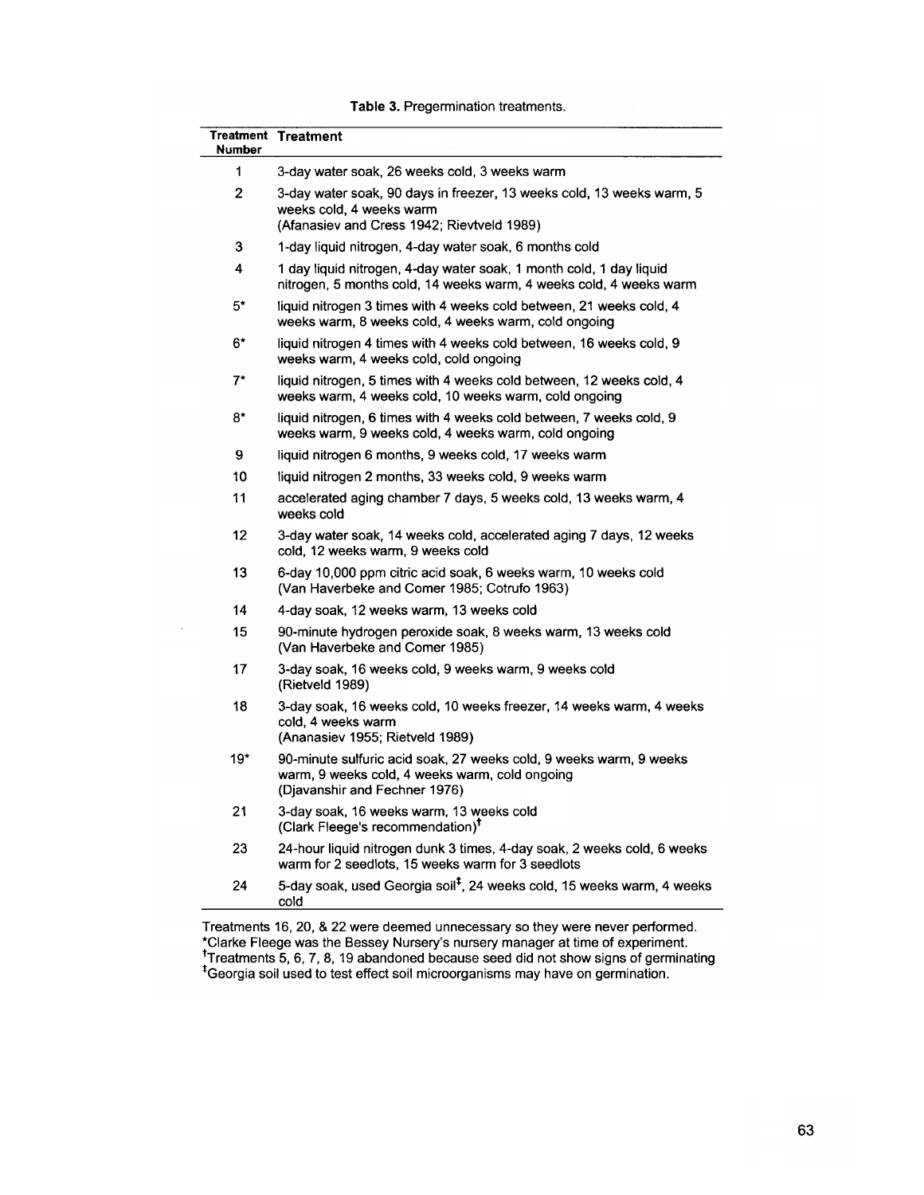**Table 3.** Pregermination treatments.

| Treatment Number | Treatment |
|---|---|
| 1 | 3-day water soak, 26 weeks cold, 3 weeks warm |
| 2 | 3-day water soak, 90 days in freezer, 13 weeks cold, 13 weeks warm, 5 weeks cold, 4 weeks warm (Afanasiev and Cress 1942; Rievtveld 1989) |
| 3 | 1-day liquid nitrogen, 4-day water soak, 6 months cold |
| 4 | 1 day liquid nitrogen, 4-day water soak, 1 month cold, 1 day liquid nitrogen, 5 months cold, 14 weeks warm, 4 weeks cold, 4 weeks warm |
| 5* | liquid nitrogen 3 times with 4 weeks cold between, 21 weeks cold, 4 weeks warm, 8 weeks cold, 4 weeks warm, cold ongoing |
| 6* | liquid nitrogen 4 times with 4 weeks cold between, 16 weeks cold, 9 weeks warm, 4 weeks cold, cold ongoing |
| 7* | liquid nitrogen, 5 times with 4 weeks cold between, 12 weeks cold, 4 weeks warm, 4 weeks cold, 10 weeks warm, cold ongoing |
| 8* | liquid nitrogen, 6 times with 4 weeks cold between, 7 weeks cold, 9 weeks warm, 9 weeks cold, 4 weeks warm, cold ongoing |
| 9 | liquid nitrogen 6 months, 9 weeks cold, 17 weeks warm |
| 10 | liquid nitrogen 2 months, 33 weeks cold, 9 weeks warm |
| 11 | accelerated aging chamber 7 days, 5 weeks cold, 13 weeks warm, 4 weeks cold |
| 12 | 3-day water soak, 14 weeks cold, accelerated aging 7 days, 12 weeks cold, 12 weeks warm, 9 weeks cold |
| 13 | 6-day 10,000 ppm citric acid soak, 6 weeks warm, 10 weeks cold (Van Haverbeke and Comer 1985; Cotrufo 1963) |
| 14 | 4-day soak, 12 weeks warm, 13 weeks cold |
| 15 | 90-minute hydrogen peroxide soak, 8 weeks warm, 13 weeks cold (Van Haverbeke and Comer 1985) |
| 17 | 3-day soak, 16 weeks cold, 9 weeks warm, 9 weeks cold (Rietveld 1989) |
| 18 | 3-day soak, 16 weeks cold, 10 weeks freezer, 14 weeks warm, 4 weeks cold, 4 weeks warm (Ananasiev 1955; Rietveld 1989) |
| 19* | 90-minute sulfuric acid soak, 27 weeks cold, 9 weeks warm, 9 weeks warm, 9 weeks cold, 4 weeks warm, cold ongoing (Djavanshir and Fechner 1976) |
| 21 | 3-day soak, 16 weeks warm, 13 weeks cold (Clark Fleege's recommendation)† |
| 23 | 24-hour liquid nitrogen dunk 3 times, 4-day soak, 2 weeks cold, 6 weeks warm for 2 seedlots, 15 weeks warm for 3 seedlots |
| 24 | 5-day soak, used Georgia soil‡, 24 weeks cold, 15 weeks warm, 4 weeks cold |

Treatments 16, 20, & 22 were deemed unnecessary so they were never performed.
*Clarke Fleege was the Bessey Nursery's nursery manager at time of experiment.
†Treatments 5, 6, 7, 8, 19 abandoned because seed did not show signs of germinating
‡Georgia soil used to test effect soil microorganisms may have on germination.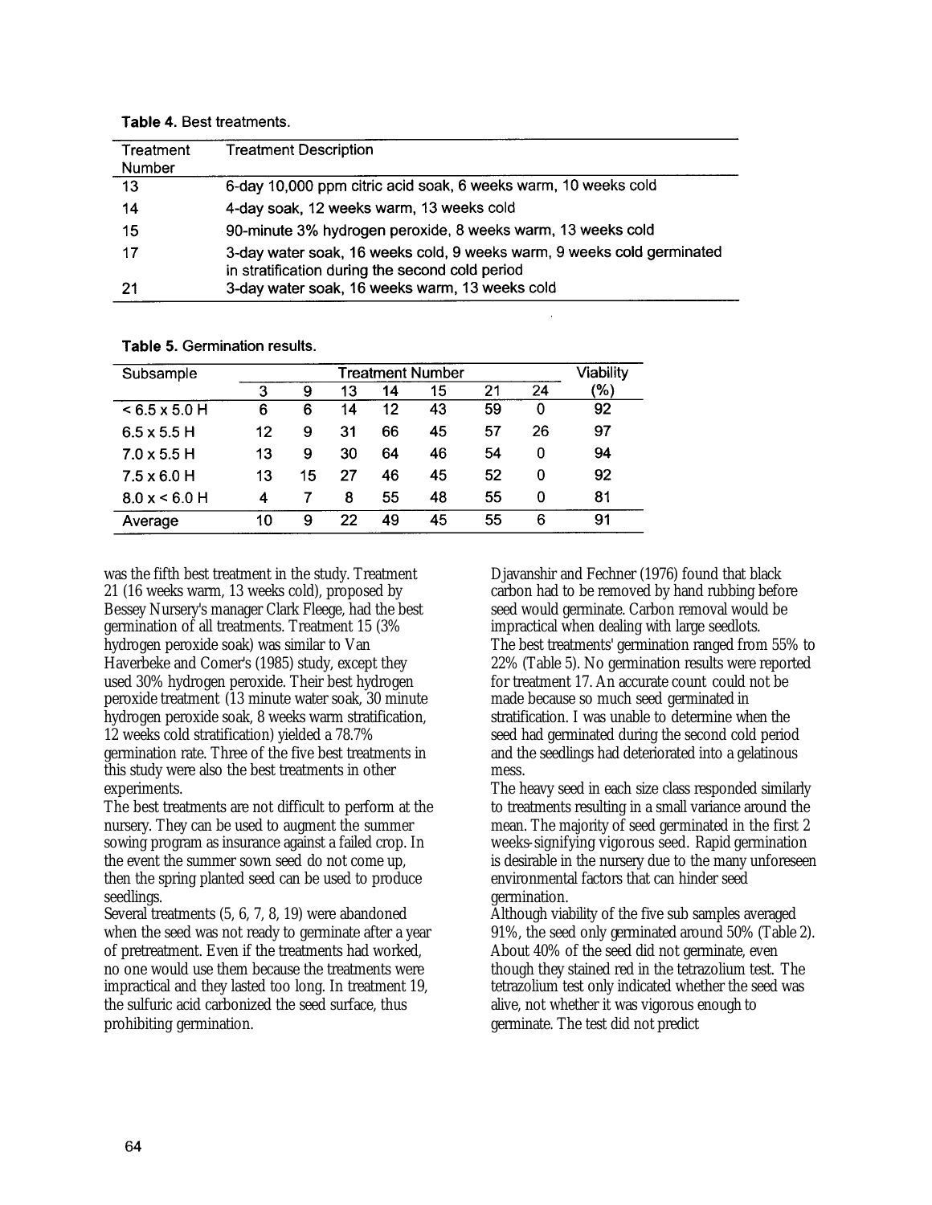**Table 4.** Best treatments.

| Treatment Number | Treatment Description |
|---|---|
| 13 | 6-day 10,000 ppm citric acid soak, 6 weeks warm, 10 weeks cold |
| 14 | 4-day soak, 12 weeks warm, 13 weeks cold |
| 15 | 90-minute 3% hydrogen peroxide, 8 weeks warm, 13 weeks cold |
| 17 | 3-day water soak, 16 weeks cold, 9 weeks warm, 9 weeks cold germinated in stratification during the second cold period |
| 21 | 3-day water soak, 16 weeks warm, 13 weeks cold |

**Table 5.** Germination results.

| Subsample | Treatment Number | | | | | | | Viability |
|---|---|---|---|---|---|---|---|---|
| | 3 | 9 | 13 | 14 | 15 | 21 | 24 | (%) |
| < 6.5 x 5.0 H | 6 | 6 | 14 | 12 | 43 | 59 | 0 | 92 |
| 6.5 x 5.5 H | 12 | 9 | 31 | 66 | 45 | 57 | 26 | 97 |
| 7.0 x 5.5 H | 13 | 9 | 30 | 64 | 46 | 54 | 0 | 94 |
| 7.5 x 6.0 H | 13 | 15 | 27 | 46 | 45 | 52 | 0 | 92 |
| 8.0 x < 6.0 H | 4 | 7 | 8 | 55 | 48 | 55 | 0 | 81 |
| Average | 10 | 9 | 22 | 49 | 45 | 55 | 6 | 91 |

was the fifth best treatment in the study. Treatment 21 (16 weeks warm, 13 weeks cold), proposed by Bessey Nursery's manager Clark Fleege, had the best germination of all treatments. Treatment 15 (3% hydrogen peroxide soak) was similar to Van Haverbeke and Comer's (1985) study, except they used 30% hydrogen peroxide. Their best hydrogen peroxide treatment (13 minute water soak, 30 minute hydrogen peroxide soak, 8 weeks warm stratification, 12 weeks cold stratification) yielded a 78.7% germination rate. Three of the five best treatments in this study were also the best treatments in other experiments.

The best treatments are not difficult to perform at the nursery. They can be used to augment the summer sowing program as insurance against a failed crop. In the event the summer sown seed do not come up, then the spring planted seed can be used to produce seedlings.

Several treatments (5, 6, 7, 8, 19) were abandoned when the seed was not ready to germinate after a year of pretreatment. Even if the treatments had worked, no one would use them because the treatments were impractical and they lasted too long. In treatment 19, the sulfuric acid carbonized the seed surface, thus prohibiting germination.

Djavanshir and Fechner (1976) found that black carbon had to be removed by hand rubbing before seed would germinate. Carbon removal would be impractical when dealing with large seedlots.

The best treatments' germination ranged from 55% to 22% (Table 5). No germination results were reported for treatment 17. An accurate count could not be made because so much seed germinated in stratification. I was unable to determine when the seed had germinated during the second cold period and the seedlings had deteriorated into a gelatinous mess.

The heavy seed in each size class responded similarly to treatments resulting in a small variance around the mean. The majority of seed germinated in the first 2 weeks-signifying vigorous seed. Rapid germination is desirable in the nursery due to the many unforeseen environmental factors that can hinder seed germination.

Although viability of the five sub samples averaged 91%, the seed only germinated around 50% (Table 2). About 40% of the seed did not germinate, even though they stained red in the tetrazolium test. The tetrazolium test only indicated whether the seed was alive, not whether it was vigorous enough to germinate. The test did not predict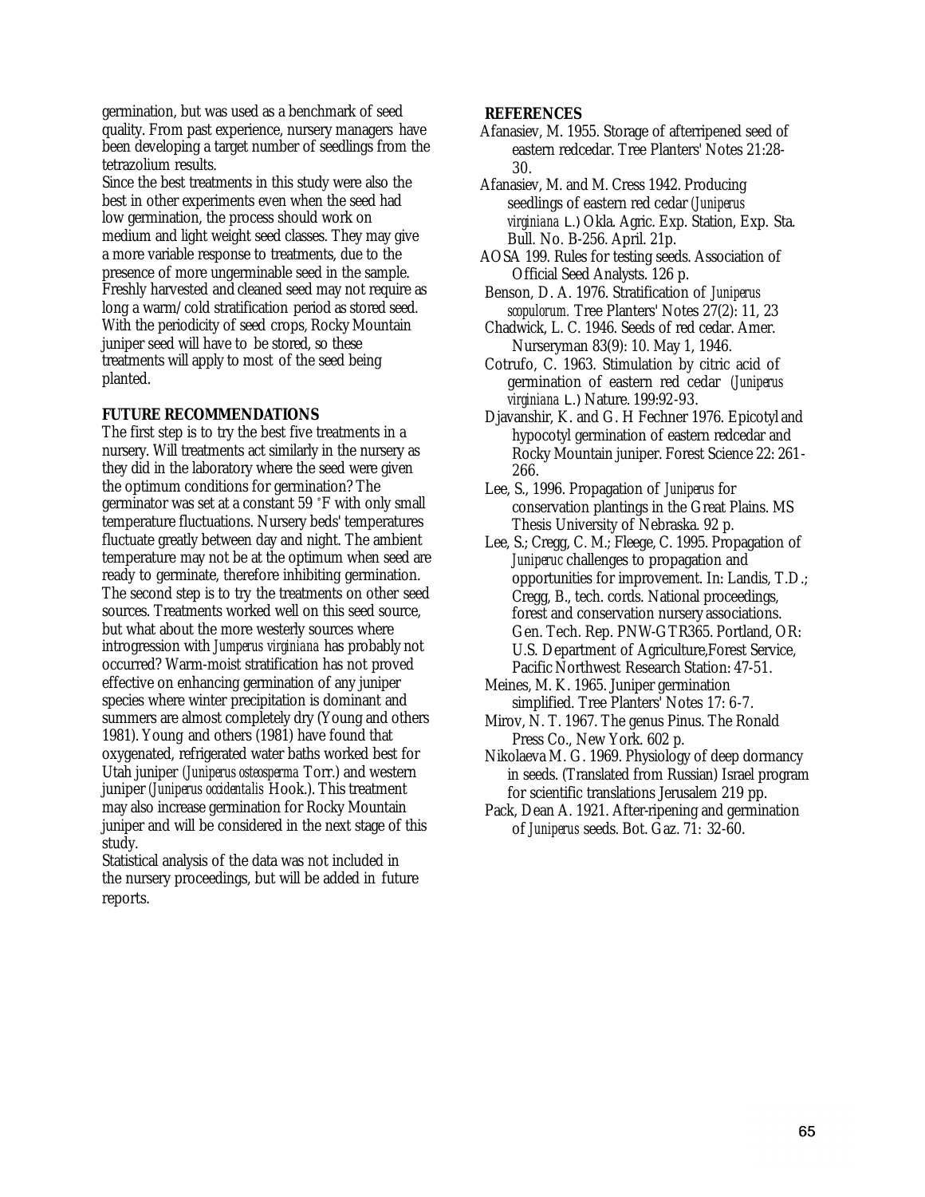germination, but was used as a benchmark of seed quality. From past experience, nursery managers have been developing a target number of seedlings from the tetrazolium results.

Since the best treatments in this study were also the best in other experiments even when the seed had low germination, the process should work on medium and light weight seed classes. They may give a more variable response to treatments, due to the presence of more ungerminable seed in the sample. Freshly harvested and cleaned seed may not require as long a warm/cold stratification period as stored seed. With the periodicity of seed crops, Rocky Mountain juniper seed will have to be stored, so these treatments will apply to most of the seed being planted.

**FUTURE RECOMMENDATIONS**

The first step is to try the best five treatments in a nursery. Will treatments act similarly in the nursery as they did in the laboratory where the seed were given the optimum conditions for germination? The germinator was set at a constant 59 °F with only small temperature fluctuations. Nursery beds' temperatures fluctuate greatly between day and night. The ambient temperature may not be at the optimum when seed are ready to germinate, therefore inhibiting germination. The second step is to try the treatments on other seed sources. Treatments worked well on this seed source, but what about the more westerly sources where introgression with *Jumperus virginiana* has probably not occurred? Warm-moist stratification has not proved effective on enhancing germination of any juniper species where winter precipitation is dominant and summers are almost completely dry (Young and others 1981). Young and others (1981) have found that oxygenated, refrigerated water baths worked best for Utah juniper (*Juniperus osteosperma* Torr.) and western juniper (*Juniperus occidentalis* Hook.). This treatment may also increase germination for Rocky Mountain juniper and will be considered in the next stage of this study.

Statistical analysis of the data was not included in the nursery proceedings, but will be added in future reports.

**REFERENCES**

Afanasiev, M. 1955. Storage of afterripened seed of eastern redcedar. Tree Planters' Notes 21:28-30.

Afanasiev, M. and M. Cress 1942. Producing seedlings of eastern red cedar (*Juniperus virginiana* L.) Okla. Agric. Exp. Station, Exp. Sta. Bull. No. B-256. April. 21p.

AOSA 199. Rules for testing seeds. Association of Official Seed Analysts. 126 p.

Benson, D. A. 1976. Stratification of *Juniperus scopulorum.* Tree Planters' Notes 27(2): 11, 23

Chadwick, L. C. 1946. Seeds of red cedar. Amer. Nurseryman 83(9): 10. May 1, 1946.

Cotrufo, C. 1963. Stimulation by citric acid of germination of eastern red cedar (*Juniperus virginiana* L.) Nature. 199:92-93.

Djavanshir, K. and G. H Fechner 1976. Epicotyl and hypocotyl germination of eastern redcedar and Rocky Mountain juniper. Forest Science 22: 261-266.

Lee, S., 1996. Propagation of *Juniperus* for conservation plantings in the Great Plains. MS Thesis University of Nebraska. 92 p.

Lee, S.; Cregg, C. M.; Fleege, C. 1995. Propagation of *Juniperuc* challenges to propagation and opportunities for improvement. In: Landis, T.D.; Cregg, B., tech. cords. National proceedings, forest and conservation nursery associations. Gen. Tech. Rep. PNW-GTR365. Portland, OR: U.S. Department of Agriculture,Forest Service, Pacific Northwest Research Station: 47-51.

Meines, M. K. 1965. Juniper germination simplified. Tree Planters' Notes 17: 6-7.

Mirov, N. T. 1967. The genus Pinus. The Ronald Press Co., New York. 602 p.

Nikolaeva M. G. 1969. Physiology of deep dormancy in seeds. (Translated from Russian) Israel program for scientific translations Jerusalem 219 pp.

Pack, Dean A. 1921. After-ripening and germination of *Juniperus* seeds. Bot. Gaz. 71: 32-60.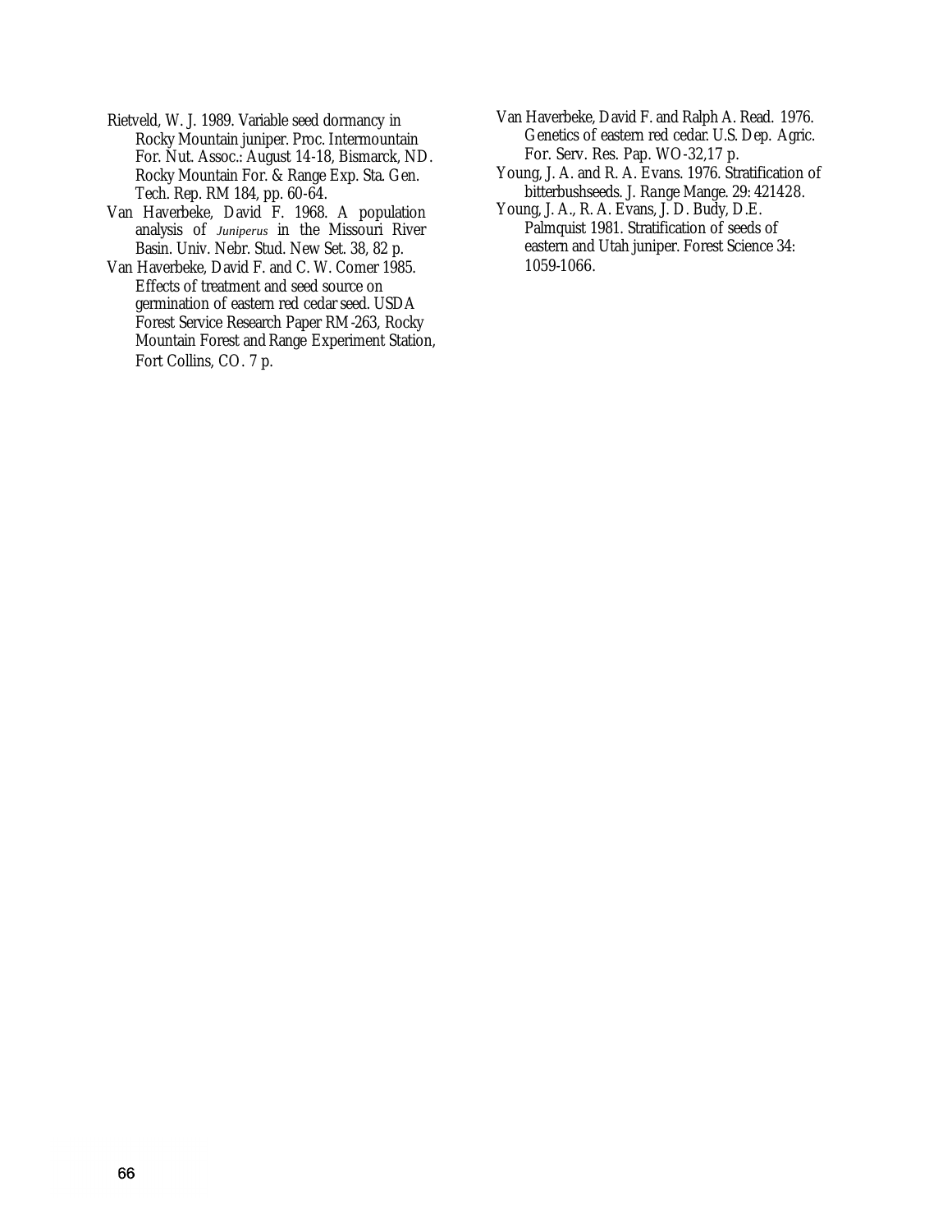Rietveld, W. J. 1989. Variable seed dormancy in Rocky Mountain juniper. Proc. Intermountain For. Nut. Assoc.: August 14-18, Bismarck, ND. Rocky Mountain For. & Range Exp. Sta. Gen. Tech. Rep. RM 184, pp. 60-64.

Van Haverbeke, David F. 1968. A population analysis of *Juniperus* in the Missouri River Basin. Univ. Nebr. Stud. New Set. 38, 82 p.

Van Haverbeke, David F. and C. W. Comer 1985. Effects of treatment and seed source on germination of eastern red cedar seed. USDA Forest Service Research Paper RM-263, Rocky Mountain Forest and Range Experiment Station, Fort Collins, CO. 7 p.

Van Haverbeke, David F. and Ralph A. Read. 1976. Genetics of eastern red cedar. U.S. Dep. Agric. For. Serv. Res. Pap. WO-32,17 p.

Young, J. A. and R. A. Evans. 1976. Stratification of bitterbushseeds. J. Range Mange. 29: 421428.

Young, J. A., R. A. Evans, J. D. Budy, D.E. Palmquist 1981. Stratification of seeds of eastern and Utah juniper. Forest Science 34: 1059-1066.